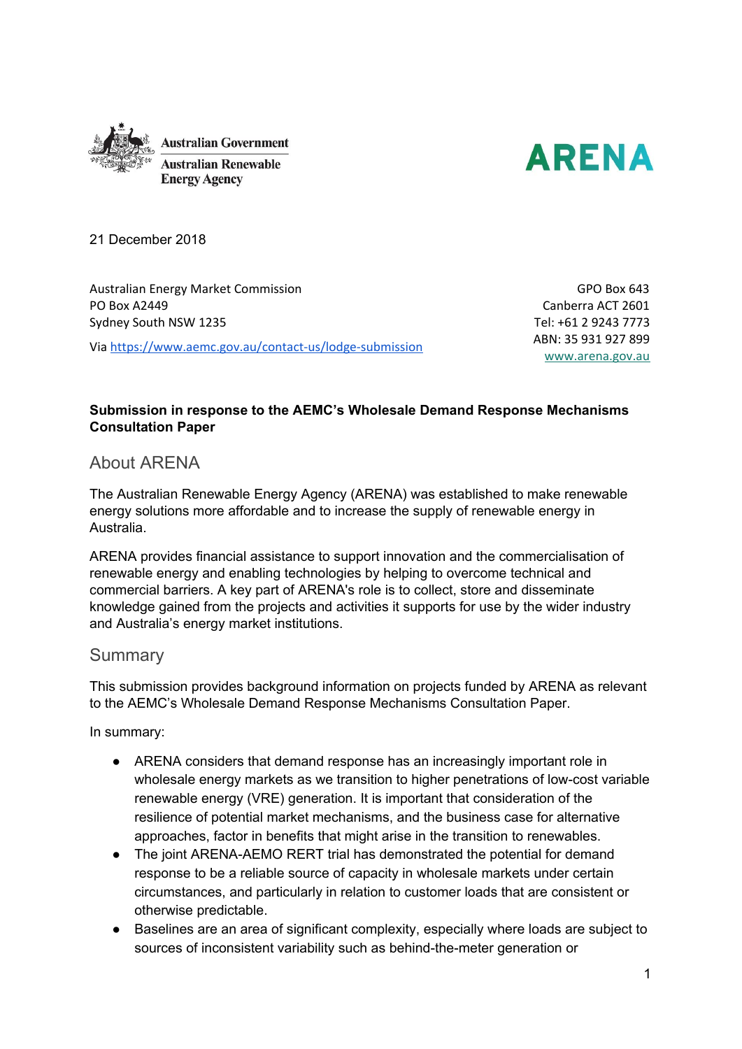Australian Government
Australian Renewable Energy Agency

ARENA

21 December 2018

Australian Energy Market Commission
PO Box A2449
Sydney South NSW 1235

Via https://www.aemc.gov.au/contact-us/lodge-submission

GPO Box 643
Canberra ACT 2601
Tel: +61 2 9243 7773
ABN: 35 931 927 899
www.arena.gov.au

**Submission in response to the AEMC's Wholesale Demand Response Mechanisms Consultation Paper**

## About ARENA

The Australian Renewable Energy Agency (ARENA) was established to make renewable energy solutions more affordable and to increase the supply of renewable energy in Australia.

ARENA provides financial assistance to support innovation and the commercialisation of renewable energy and enabling technologies by helping to overcome technical and commercial barriers. A key part of ARENA's role is to collect, store and disseminate knowledge gained from the projects and activities it supports for use by the wider industry and Australia's energy market institutions.

## Summary

This submission provides background information on projects funded by ARENA as relevant to the AEMC's Wholesale Demand Response Mechanisms Consultation Paper.

In summary:

- ARENA considers that demand response has an increasingly important role in wholesale energy markets as we transition to higher penetrations of low-cost variable renewable energy (VRE) generation. It is important that consideration of the resilience of potential market mechanisms, and the business case for alternative approaches, factor in benefits that might arise in the transition to renewables.
- The joint ARENA-AEMO RERT trial has demonstrated the potential for demand response to be a reliable source of capacity in wholesale markets under certain circumstances, and particularly in relation to customer loads that are consistent or otherwise predictable.
- Baselines are an area of significant complexity, especially where loads are subject to sources of inconsistent variability such as behind-the-meter generation or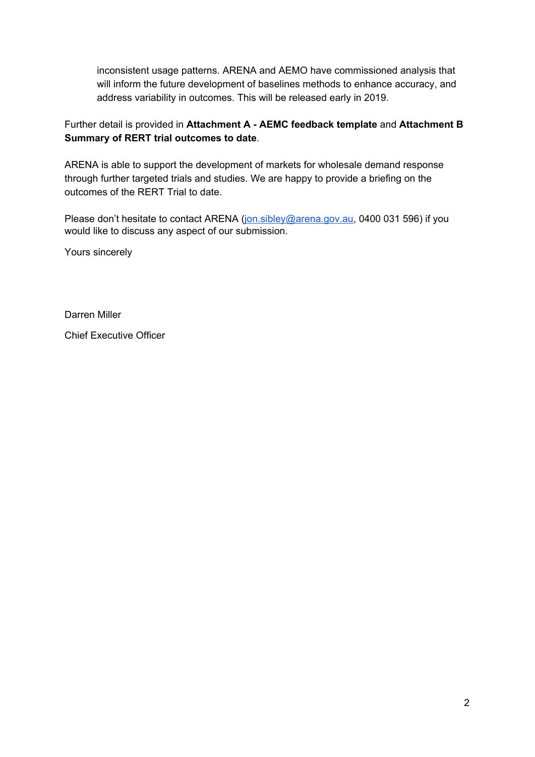inconsistent usage patterns. ARENA and AEMO have commissioned analysis that will inform the future development of baselines methods to enhance accuracy, and address variability in outcomes. This will be released early in 2019.

Further detail is provided in **Attachment A - AEMC feedback template** and **Attachment B Summary of RERT trial outcomes to date**.

ARENA is able to support the development of markets for wholesale demand response through further targeted trials and studies. We are happy to provide a briefing on the outcomes of the RERT Trial to date.

Please don't hesitate to contact ARENA (jon.sibley@arena.gov.au, 0400 031 596) if you would like to discuss any aspect of our submission.

Yours sincerely

Darren Miller

Chief Executive Officer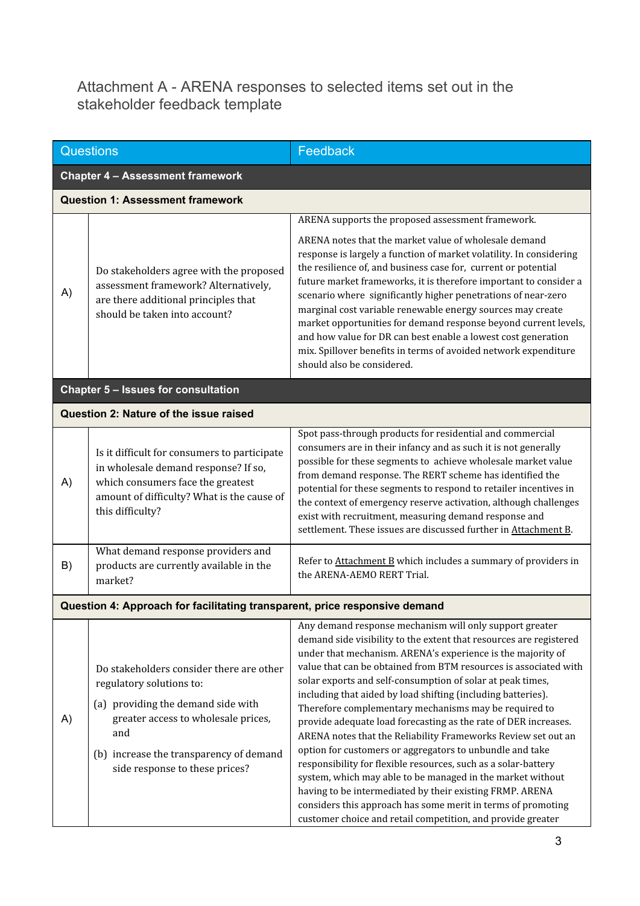# Attachment A - ARENA responses to selected items set out in the stakeholder feedback template

| | Questions | Feedback |
|---|---|---|
| **Chapter 4 – Assessment framework** | | |
| **Question 1: Assessment framework** | | |
| A) | Do stakeholders agree with the proposed assessment framework? Alternatively, are there additional principles that should be taken into account? | ARENA supports the proposed assessment framework.<br><br>ARENA notes that the market value of wholesale demand response is largely a function of market volatility. In considering the resilience of, and business case for, current or potential future market frameworks, it is therefore important to consider a scenario where significantly higher penetrations of near-zero marginal cost variable renewable energy sources may create market opportunities for demand response beyond current levels, and how value for DR can best enable a lowest cost generation mix. Spillover benefits in terms of avoided network expenditure should also be considered. |
| **Chapter 5 – Issues for consultation** | | |
| **Question 2: Nature of the issue raised** | | |
| A) | Is it difficult for consumers to participate in wholesale demand response? If so, which consumers face the greatest amount of difficulty? What is the cause of this difficulty? | Spot pass-through products for residential and commercial consumers are in their infancy and as such it is not generally possible for these segments to achieve wholesale market value from demand response. The RERT scheme has identified the potential for these segments to respond to retailer incentives in the context of emergency reserve activation, although challenges exist with recruitment, measuring demand response and settlement. These issues are discussed further in Attachment B. |
| B) | What demand response providers and products are currently available in the market? | Refer to Attachment B which includes a summary of providers in the ARENA-AEMO RERT Trial. |
| **Question 4: Approach for facilitating transparent, price responsive demand** | | |
| A) | Do stakeholders consider there are other regulatory solutions to:<br>(a) providing the demand side with greater access to wholesale prices, and<br>(b) increase the transparency of demand side response to these prices? | Any demand response mechanism will only support greater demand side visibility to the extent that resources are registered under that mechanism. ARENA's experience is the majority of value that can be obtained from BTM resources is associated with solar exports and self-consumption of solar at peak times, including that aided by load shifting (including batteries). Therefore complementary mechanisms may be required to provide adequate load forecasting as the rate of DER increases. ARENA notes that the Reliability Frameworks Review set out an option for customers or aggregators to unbundle and take responsibility for flexible resources, such as a solar-battery system, which may able to be managed in the market without having to be intermediated by their existing FRMP. ARENA considers this approach has some merit in terms of promoting customer choice and retail competition, and provide greater |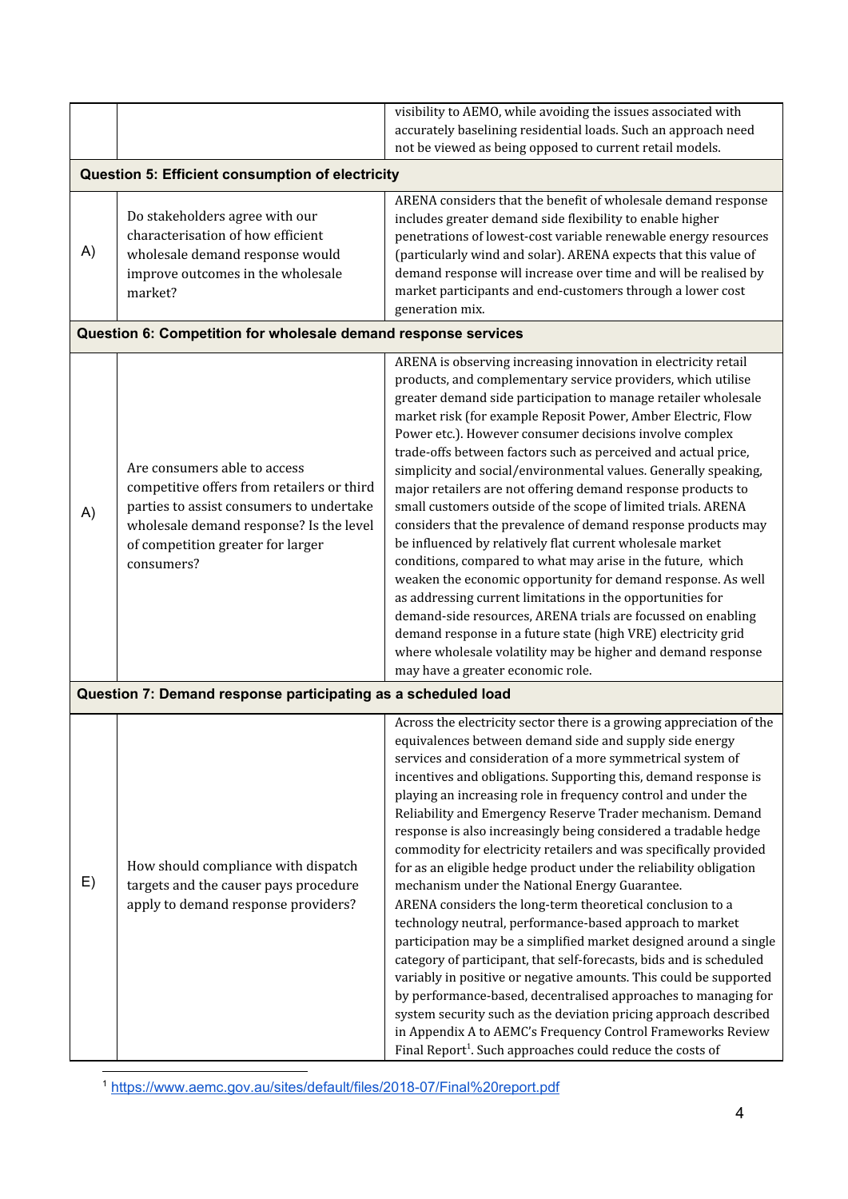| | | |
|---|---|---|
| | | visibility to AEMO, while avoiding the issues associated with accurately baselining residential loads. Such an approach need not be viewed as being opposed to current retail models. |
| **Question 5: Efficient consumption of electricity** | | |
| A) | Do stakeholders agree with our characterisation of how efficient wholesale demand response would improve outcomes in the wholesale market? | ARENA considers that the benefit of wholesale demand response includes greater demand side flexibility to enable higher penetrations of lowest-cost variable renewable energy resources (particularly wind and solar). ARENA expects that this value of demand response will increase over time and will be realised by market participants and end-customers through a lower cost generation mix. |
| **Question 6: Competition for wholesale demand response services** | | |
| A) | Are consumers able to access competitive offers from retailers or third parties to assist consumers to undertake wholesale demand response? Is the level of competition greater for larger consumers? | ARENA is observing increasing innovation in electricity retail products, and complementary service providers, which utilise greater demand side participation to manage retailer wholesale market risk (for example Reposit Power, Amber Electric, Flow Power etc.). However consumer decisions involve complex trade-offs between factors such as perceived and actual price, simplicity and social/environmental values. Generally speaking, major retailers are not offering demand response products to small customers outside of the scope of limited trials. ARENA considers that the prevalence of demand response products may be influenced by relatively flat current wholesale market conditions, compared to what may arise in the future, which weaken the economic opportunity for demand response. As well as addressing current limitations in the opportunities for demand-side resources, ARENA trials are focussed on enabling demand response in a future state (high VRE) electricity grid where wholesale volatility may be higher and demand response may have a greater economic role. |
| **Question 7: Demand response participating as a scheduled load** | | |
| E) | How should compliance with dispatch targets and the causer pays procedure apply to demand response providers? | Across the electricity sector there is a growing appreciation of the equivalences between demand side and supply side energy services and consideration of a more symmetrical system of incentives and obligations. Supporting this, demand response is playing an increasing role in frequency control and under the Reliability and Emergency Reserve Trader mechanism. Demand response is also increasingly being considered a tradable hedge commodity for electricity retailers and was specifically provided for as an eligible hedge product under the reliability obligation mechanism under the National Energy Guarantee.<br>ARENA considers the long-term theoretical conclusion to a technology neutral, performance-based approach to market participation may be a simplified market designed around a single category of participant, that self-forecasts, bids and is scheduled variably in positive or negative amounts. This could be supported by performance-based, decentralised approaches to managing for system security such as the deviation pricing approach described in Appendix A to AEMC's Frequency Control Frameworks Review Final Report[1]. Such approaches could reduce the costs of |

[1] https://www.aemc.gov.au/sites/default/files/2018-07/Final%20report.pdf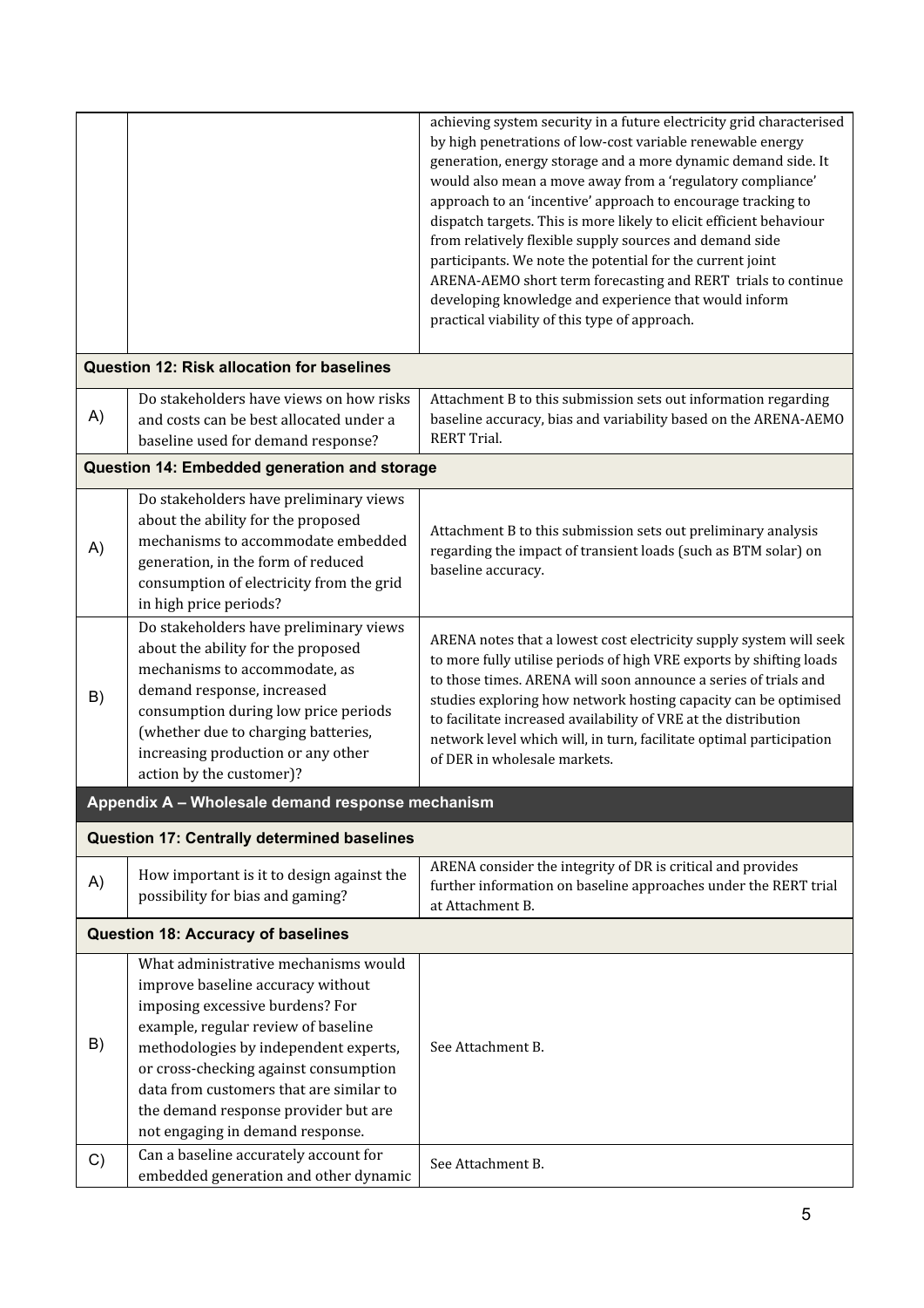| | | |
|---|---|---|
| | | achieving system security in a future electricity grid characterised by high penetrations of low-cost variable renewable energy generation, energy storage and a more dynamic demand side. It would also mean a move away from a 'regulatory compliance' approach to an 'incentive' approach to encourage tracking to dispatch targets. This is more likely to elicit efficient behaviour from relatively flexible supply sources and demand side participants. We note the potential for the current joint ARENA-AEMO short term forecasting and RERT trials to continue developing knowledge and experience that would inform practical viability of this type of approach. |
| **Question 12: Risk allocation for baselines** | | |
| A) | Do stakeholders have views on how risks and costs can be best allocated under a baseline used for demand response? | Attachment B to this submission sets out information regarding baseline accuracy, bias and variability based on the ARENA-AEMO RERT Trial. |
| **Question 14: Embedded generation and storage** | | |
| A) | Do stakeholders have preliminary views about the ability for the proposed mechanisms to accommodate embedded generation, in the form of reduced consumption of electricity from the grid in high price periods? | Attachment B to this submission sets out preliminary analysis regarding the impact of transient loads (such as BTM solar) on baseline accuracy. |
| B) | Do stakeholders have preliminary views about the ability for the proposed mechanisms to accommodate, as demand response, increased consumption during low price periods (whether due to charging batteries, increasing production or any other action by the customer)? | ARENA notes that a lowest cost electricity supply system will seek to more fully utilise periods of high VRE exports by shifting loads to those times. ARENA will soon announce a series of trials and studies exploring how network hosting capacity can be optimised to facilitate increased availability of VRE at the distribution network level which will, in turn, facilitate optimal participation of DER in wholesale markets. |
| **Appendix A – Wholesale demand response mechanism** | | |
| **Question 17: Centrally determined baselines** | | |
| A) | How important is it to design against the possibility for bias and gaming? | ARENA consider the integrity of DR is critical and provides further information on baseline approaches under the RERT trial at Attachment B. |
| **Question 18: Accuracy of baselines** | | |
| B) | What administrative mechanisms would improve baseline accuracy without imposing excessive burdens? For example, regular review of baseline methodologies by independent experts, or cross-checking against consumption data from customers that are similar to the demand response provider but are not engaging in demand response. | See Attachment B. |
| C) | Can a baseline accurately account for embedded generation and other dynamic | See Attachment B. |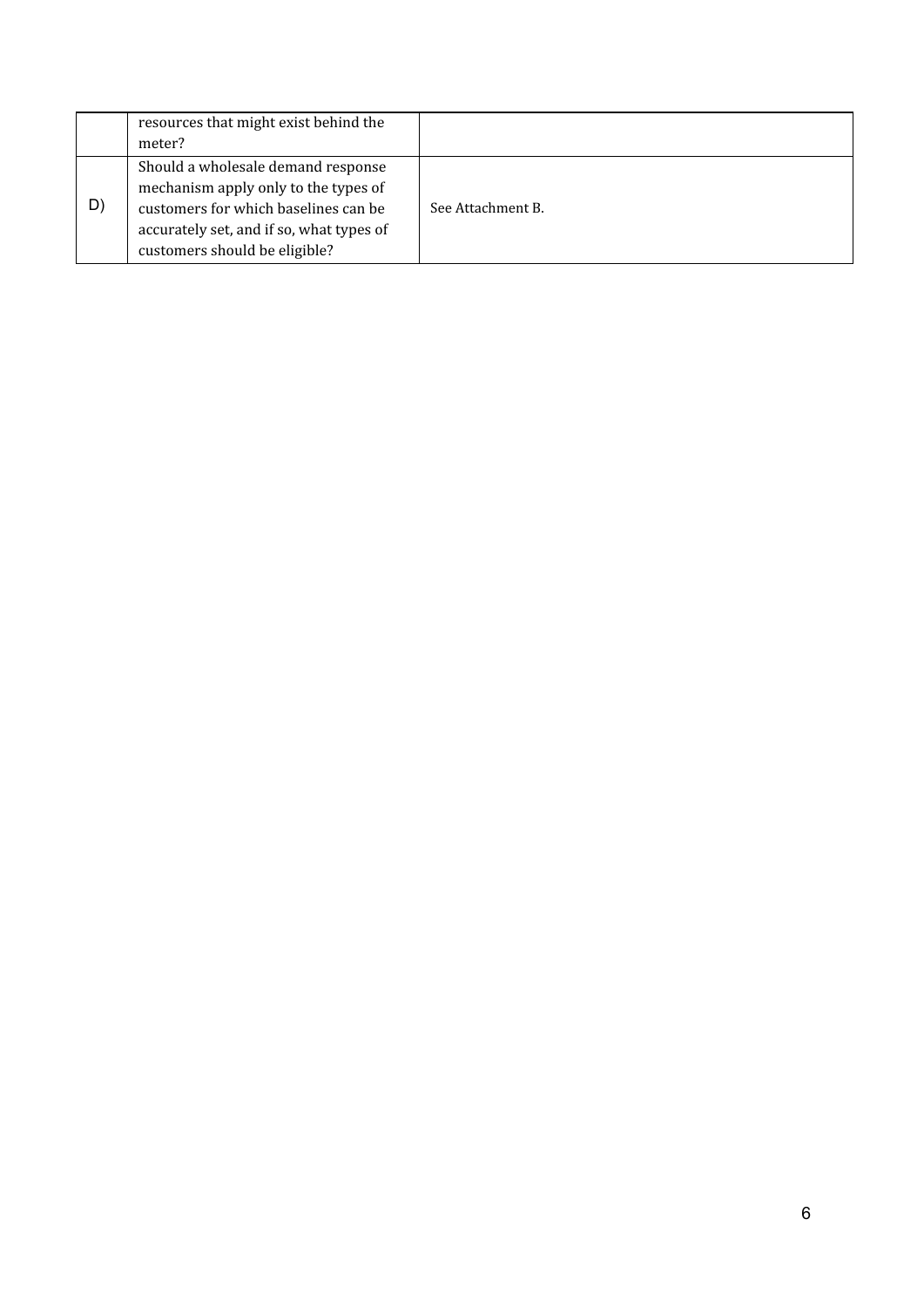| | | |
|---|---|---|
| | resources that might exist behind the meter? | |
| D) | Should a wholesale demand response mechanism apply only to the types of customers for which baselines can be accurately set, and if so, what types of customers should be eligible? | See Attachment B. |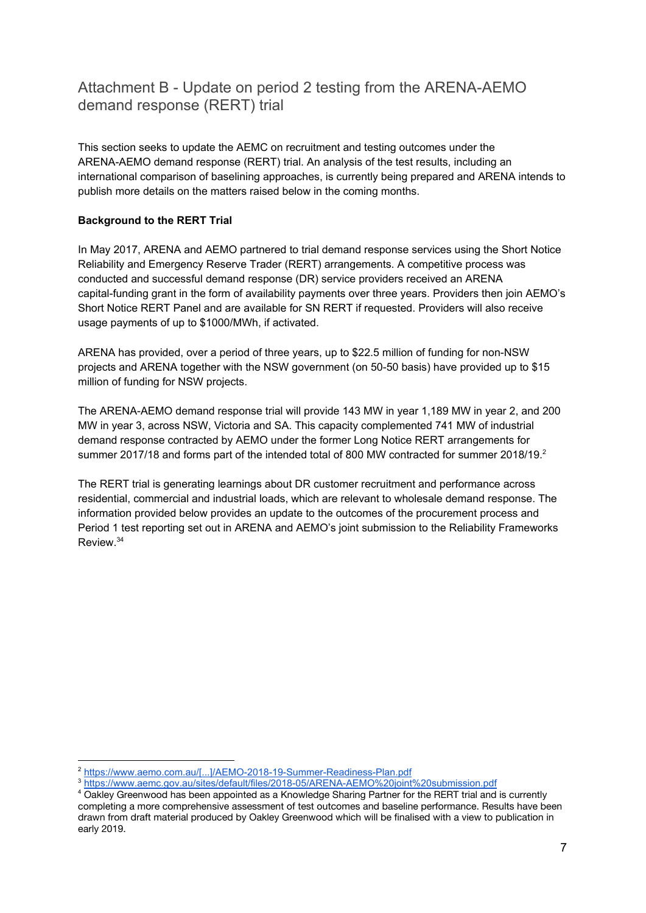# Attachment B - Update on period 2 testing from the ARENA-AEMO demand response (RERT) trial

This section seeks to update the AEMC on recruitment and testing outcomes under the ARENA-AEMO demand response (RERT) trial. An analysis of the test results, including an international comparison of baselining approaches, is currently being prepared and ARENA intends to publish more details on the matters raised below in the coming months.

**Background to the RERT Trial**

In May 2017, ARENA and AEMO partnered to trial demand response services using the Short Notice Reliability and Emergency Reserve Trader (RERT) arrangements. A competitive process was conducted and successful demand response (DR) service providers received an ARENA capital-funding grant in the form of availability payments over three years. Providers then join AEMO's Short Notice RERT Panel and are available for SN RERT if requested. Providers will also receive usage payments of up to $1000/MWh, if activated.

ARENA has provided, over a period of three years, up to $22.5 million of funding for non-NSW projects and ARENA together with the NSW government (on 50-50 basis) have provided up to $15 million of funding for NSW projects.

The ARENA-AEMO demand response trial will provide 143 MW in year 1,189 MW in year 2, and 200 MW in year 3, across NSW, Victoria and SA. This capacity complemented 741 MW of industrial demand response contracted by AEMO under the former Long Notice RERT arrangements for summer 2017/18 and forms part of the intended total of 800 MW contracted for summer 2018/19.[2]

The RERT trial is generating learnings about DR customer recruitment and performance across residential, commercial and industrial loads, which are relevant to wholesale demand response. The information provided below provides an update to the outcomes of the procurement process and Period 1 test reporting set out in ARENA and AEMO's joint submission to the Reliability Frameworks Review.[3][4]

[2] https://www.aemo.com.au/[...]/AEMO-2018-19-Summer-Readiness-Plan.pdf

[3] https://www.aemc.gov.au/sites/default/files/2018-05/ARENA-AEMO%20joint%20submission.pdf

[4] Oakley Greenwood has been appointed as a Knowledge Sharing Partner for the RERT trial and is currently completing a more comprehensive assessment of test outcomes and baseline performance. Results have been drawn from draft material produced by Oakley Greenwood which will be finalised with a view to publication in early 2019.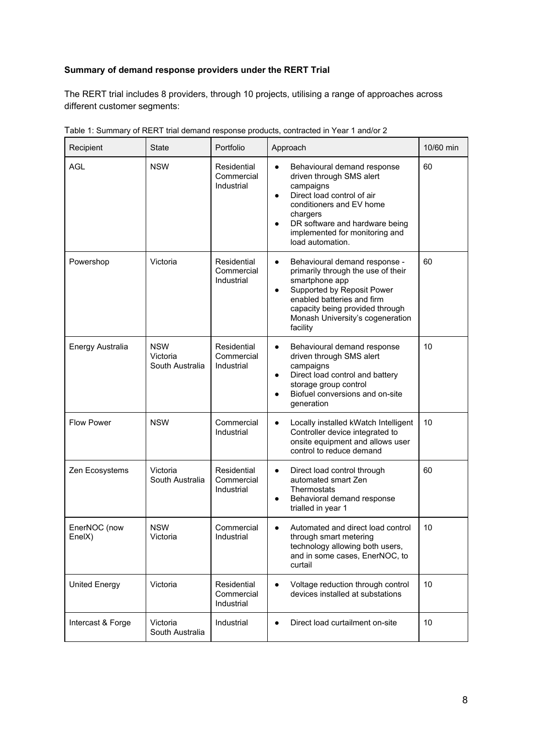**Summary of demand response providers under the RERT Trial**

The RERT trial includes 8 providers, through 10 projects, utilising a range of approaches across different customer segments:

Table 1: Summary of RERT trial demand response products, contracted in Year 1 and/or 2

| Recipient | State | Portfolio | Approach | 10/60 min |
|---|---|---|---|---|
| AGL | NSW | Residential<br>Commercial<br>Industrial | • Behavioural demand response driven through SMS alert campaigns<br>• Direct load control of air conditioners and EV home chargers<br>• DR software and hardware being implemented for monitoring and load automation. | 60 |
| Powershop | Victoria | Residential<br>Commercial<br>Industrial | • Behavioural demand response - primarily through the use of their smartphone app<br>• Supported by Reposit Power enabled batteries and firm capacity being provided through Monash University's cogeneration facility | 60 |
| Energy Australia | NSW<br>Victoria<br>South Australia | Residential<br>Commercial<br>Industrial | • Behavioural demand response driven through SMS alert campaigns<br>• Direct load control and battery storage group control<br>• Biofuel conversions and on-site generation | 10 |
| Flow Power | NSW | Commercial<br>Industrial | • Locally installed kWatch Intelligent Controller device integrated to onsite equipment and allows user control to reduce demand | 10 |
| Zen Ecosystems | Victoria<br>South Australia | Residential<br>Commercial<br>Industrial | • Direct load control through automated smart Zen Thermostats<br>• Behavioral demand response trialled in year 1 | 60 |
| EnerNOC (now EnelX) | NSW<br>Victoria | Commercial<br>Industrial | • Automated and direct load control through smart metering technology allowing both users, and in some cases, EnerNOC, to curtail | 10 |
| United Energy | Victoria | Residential<br>Commercial<br>Industrial | • Voltage reduction through control devices installed at substations | 10 |
| Intercast & Forge | Victoria<br>South Australia | Industrial | • Direct load curtailment on-site | 10 |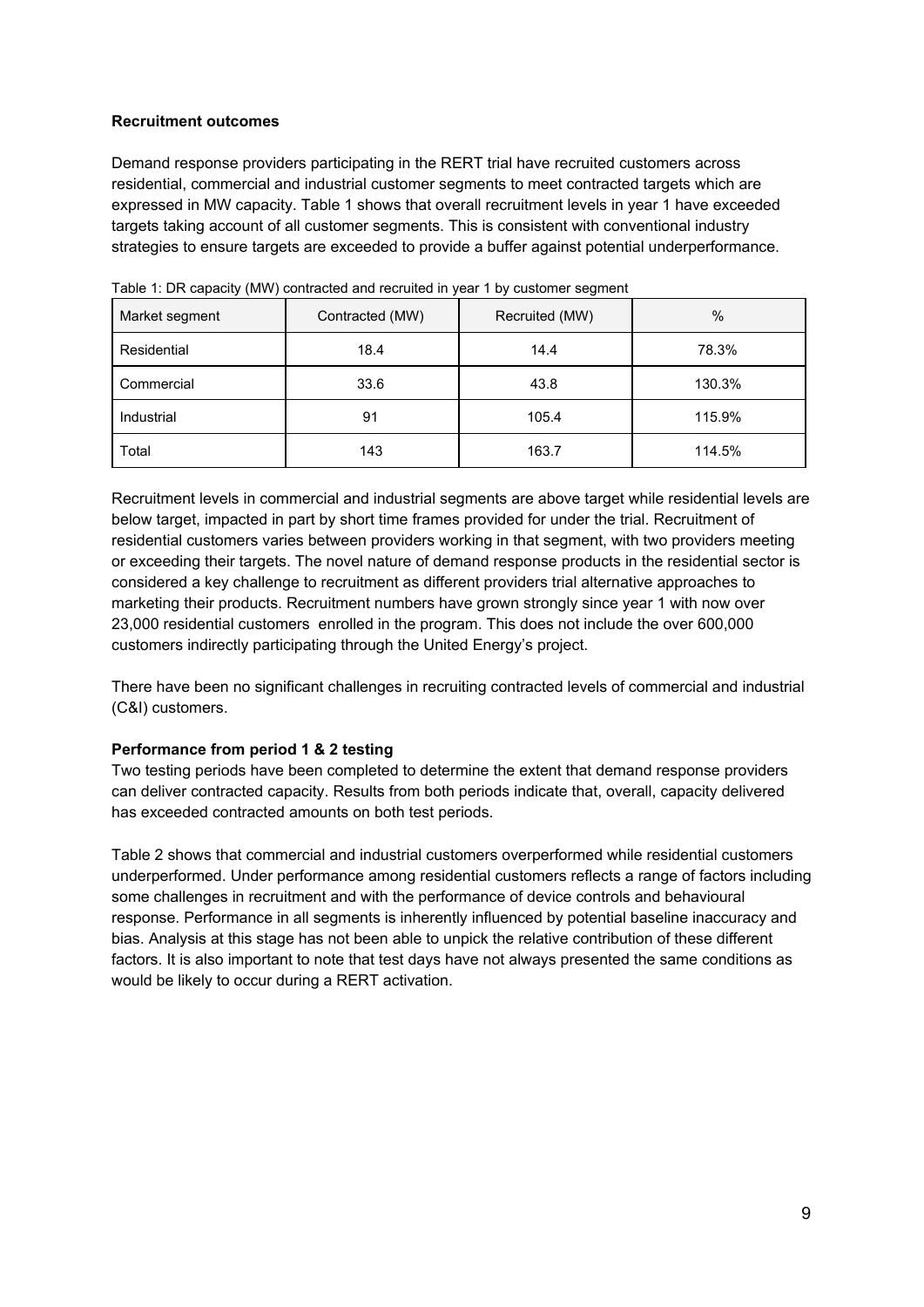**Recruitment outcomes**

Demand response providers participating in the RERT trial have recruited customers across residential, commercial and industrial customer segments to meet contracted targets which are expressed in MW capacity. Table 1 shows that overall recruitment levels in year 1 have exceeded targets taking account of all customer segments. This is consistent with conventional industry strategies to ensure targets are exceeded to provide a buffer against potential underperformance.

Table 1: DR capacity (MW) contracted and recruited in year 1 by customer segment

| Market segment | Contracted (MW) | Recruited (MW) | % |
|---|---|---|---|
| Residential | 18.4 | 14.4 | 78.3% |
| Commercial | 33.6 | 43.8 | 130.3% |
| Industrial | 91 | 105.4 | 115.9% |
| Total | 143 | 163.7 | 114.5% |

Recruitment levels in commercial and industrial segments are above target while residential levels are below target, impacted in part by short time frames provided for under the trial. Recruitment of residential customers varies between providers working in that segment, with two providers meeting or exceeding their targets. The novel nature of demand response products in the residential sector is considered a key challenge to recruitment as different providers trial alternative approaches to marketing their products. Recruitment numbers have grown strongly since year 1 with now over 23,000 residential customers enrolled in the program. This does not include the over 600,000 customers indirectly participating through the United Energy's project.

There have been no significant challenges in recruiting contracted levels of commercial and industrial (C&I) customers.

**Performance from period 1 & 2 testing**

Two testing periods have been completed to determine the extent that demand response providers can deliver contracted capacity. Results from both periods indicate that, overall, capacity delivered has exceeded contracted amounts on both test periods.

Table 2 shows that commercial and industrial customers overperformed while residential customers underperformed. Under performance among residential customers reflects a range of factors including some challenges in recruitment and with the performance of device controls and behavioural response. Performance in all segments is inherently influenced by potential baseline inaccuracy and bias. Analysis at this stage has not been able to unpick the relative contribution of these different factors. It is also important to note that test days have not always presented the same conditions as would be likely to occur during a RERT activation.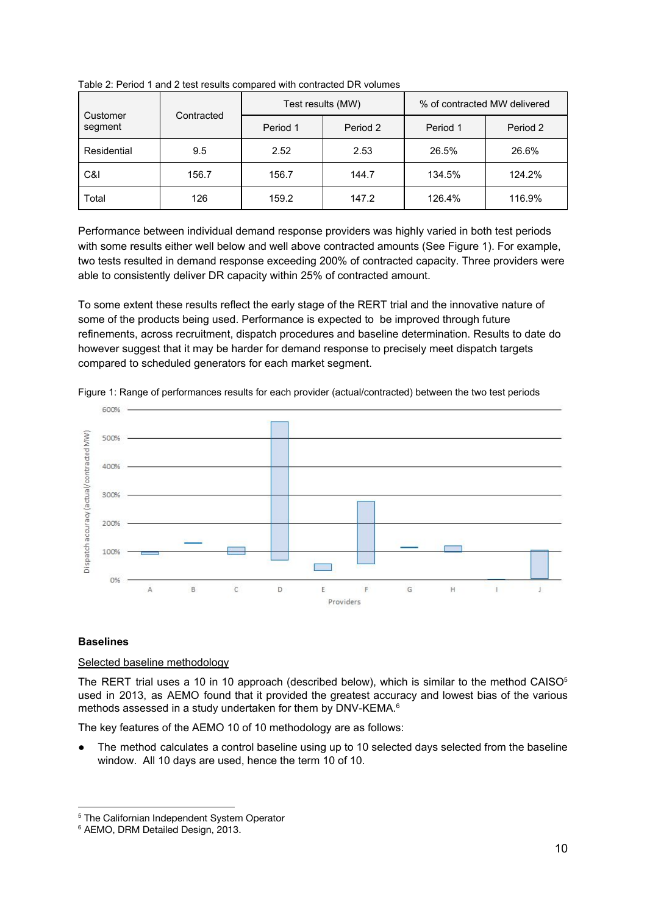Table 2: Period 1 and 2 test results compared with contracted DR volumes

| Customer segment | Contracted | Test results (MW) | | % of contracted MW delivered | |
|---|---|---|---|---|---|
| | | Period 1 | Period 2 | Period 1 | Period 2 |
| Residential | 9.5 | 2.52 | 2.53 | 26.5% | 26.6% |
| C&I | 156.7 | 156.7 | 144.7 | 134.5% | 124.2% |
| Total | 126 | 159.2 | 147.2 | 126.4% | 116.9% |

Performance between individual demand response providers was highly varied in both test periods with some results either well below and well above contracted amounts (See Figure 1). For example, two tests resulted in demand response exceeding 200% of contracted capacity. Three providers were able to consistently deliver DR capacity within 25% of contracted amount.

To some extent these results reflect the early stage of the RERT trial and the innovative nature of some of the products being used. Performance is expected to be improved through future refinements, across recruitment, dispatch procedures and baseline determination. Results to date do however suggest that it may be harder for demand response to precisely meet dispatch targets compared to scheduled generators for each market segment.

Figure 1: Range of performances results for each provider (actual/contracted) between the two test periods

### Baselines

Selected baseline methodology

The RERT trial uses a 10 in 10 approach (described below), which is similar to the method CAISO[5] used in 2013, as AEMO found that it provided the greatest accuracy and lowest bias of the various methods assessed in a study undertaken for them by DNV-KEMA.[6]

The key features of the AEMO 10 of 10 methodology are as follows:

- The method calculates a control baseline using up to 10 selected days selected from the baseline window. All 10 days are used, hence the term 10 of 10.

[5] The Californian Independent System Operator

[6] AEMO, DRM Detailed Design, 2013.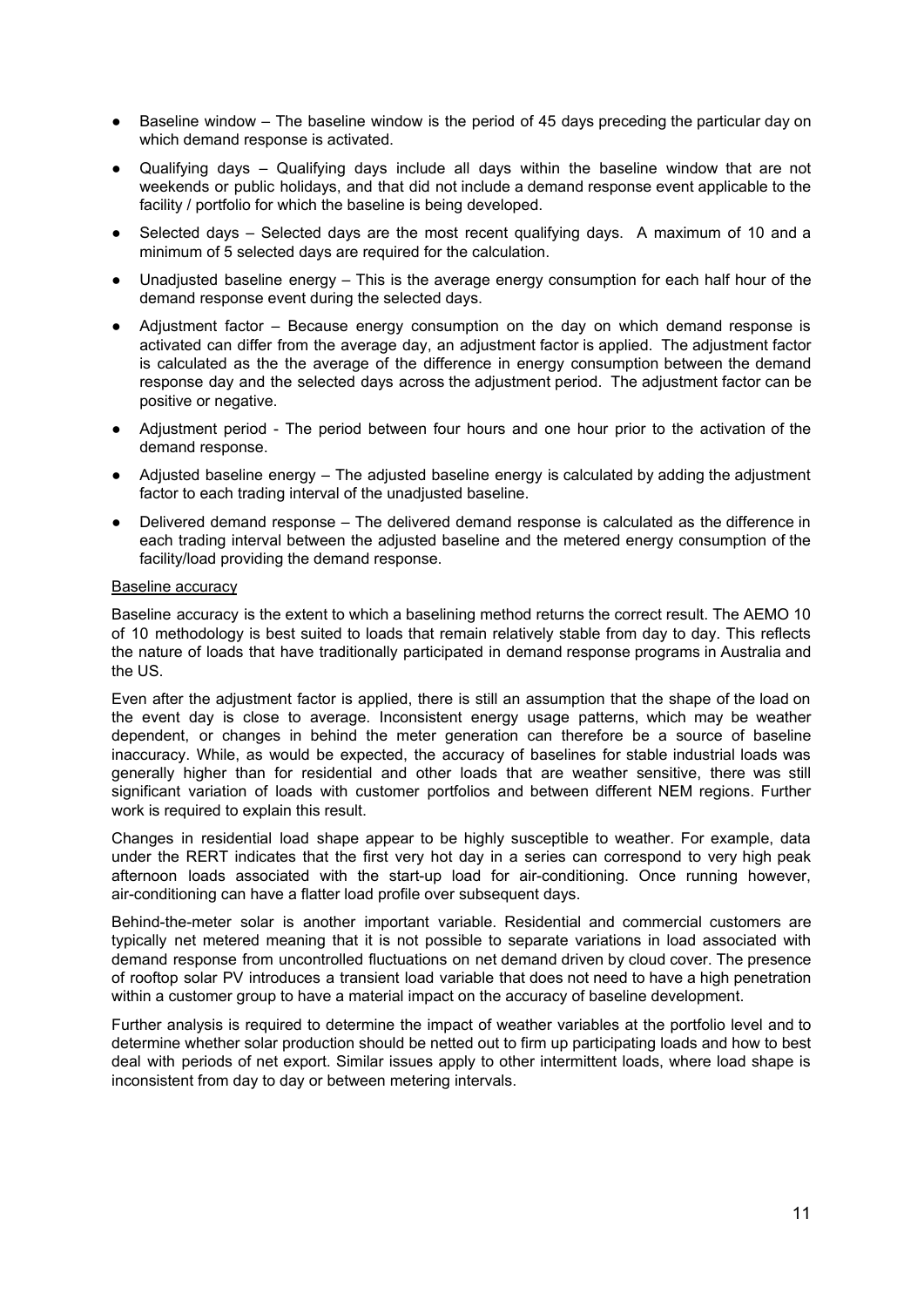- Baseline window – The baseline window is the period of 45 days preceding the particular day on which demand response is activated.
- Qualifying days – Qualifying days include all days within the baseline window that are not weekends or public holidays, and that did not include a demand response event applicable to the facility / portfolio for which the baseline is being developed.
- Selected days – Selected days are the most recent qualifying days. A maximum of 10 and a minimum of 5 selected days are required for the calculation.
- Unadjusted baseline energy – This is the average energy consumption for each half hour of the demand response event during the selected days.
- Adjustment factor – Because energy consumption on the day on which demand response is activated can differ from the average day, an adjustment factor is applied. The adjustment factor is calculated as the the average of the difference in energy consumption between the demand response day and the selected days across the adjustment period. The adjustment factor can be positive or negative.
- Adjustment period - The period between four hours and one hour prior to the activation of the demand response.
- Adjusted baseline energy – The adjusted baseline energy is calculated by adding the adjustment factor to each trading interval of the unadjusted baseline.
- Delivered demand response – The delivered demand response is calculated as the difference in each trading interval between the adjusted baseline and the metered energy consumption of the facility/load providing the demand response.

Baseline accuracy

Baseline accuracy is the extent to which a baselining method returns the correct result. The AEMO 10 of 10 methodology is best suited to loads that remain relatively stable from day to day. This reflects the nature of loads that have traditionally participated in demand response programs in Australia and the US.

Even after the adjustment factor is applied, there is still an assumption that the shape of the load on the event day is close to average. Inconsistent energy usage patterns, which may be weather dependent, or changes in behind the meter generation can therefore be a source of baseline inaccuracy. While, as would be expected, the accuracy of baselines for stable industrial loads was generally higher than for residential and other loads that are weather sensitive, there was still significant variation of loads with customer portfolios and between different NEM regions. Further work is required to explain this result.

Changes in residential load shape appear to be highly susceptible to weather. For example, data under the RERT indicates that the first very hot day in a series can correspond to very high peak afternoon loads associated with the start-up load for air-conditioning. Once running however, air-conditioning can have a flatter load profile over subsequent days.

Behind-the-meter solar is another important variable. Residential and commercial customers are typically net metered meaning that it is not possible to separate variations in load associated with demand response from uncontrolled fluctuations on net demand driven by cloud cover. The presence of rooftop solar PV introduces a transient load variable that does not need to have a high penetration within a customer group to have a material impact on the accuracy of baseline development.

Further analysis is required to determine the impact of weather variables at the portfolio level and to determine whether solar production should be netted out to firm up participating loads and how to best deal with periods of net export. Similar issues apply to other intermittent loads, where load shape is inconsistent from day to day or between metering intervals.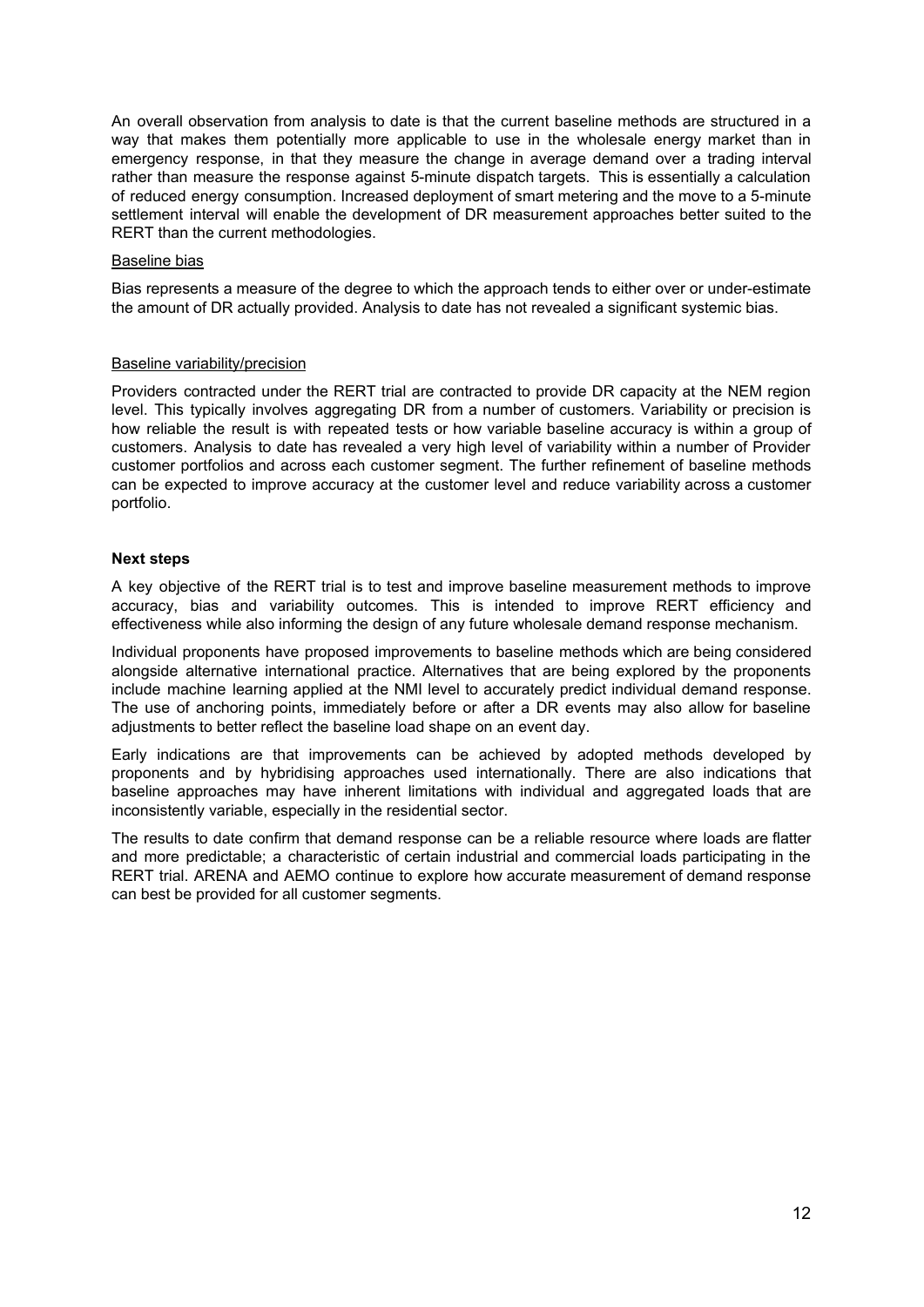An overall observation from analysis to date is that the current baseline methods are structured in a way that makes them potentially more applicable to use in the wholesale energy market than in emergency response, in that they measure the change in average demand over a trading interval rather than measure the response against 5-minute dispatch targets. This is essentially a calculation of reduced energy consumption. Increased deployment of smart metering and the move to a 5-minute settlement interval will enable the development of DR measurement approaches better suited to the RERT than the current methodologies.

<u>Baseline bias</u>

Bias represents a measure of the degree to which the approach tends to either over or under-estimate the amount of DR actually provided. Analysis to date has not revealed a significant systemic bias.

<u>Baseline variability/precision</u>

Providers contracted under the RERT trial are contracted to provide DR capacity at the NEM region level. This typically involves aggregating DR from a number of customers. Variability or precision is how reliable the result is with repeated tests or how variable baseline accuracy is within a group of customers. Analysis to date has revealed a very high level of variability within a number of Provider customer portfolios and across each customer segment. The further refinement of baseline methods can be expected to improve accuracy at the customer level and reduce variability across a customer portfolio.

**Next steps**

A key objective of the RERT trial is to test and improve baseline measurement methods to improve accuracy, bias and variability outcomes. This is intended to improve RERT efficiency and effectiveness while also informing the design of any future wholesale demand response mechanism.

Individual proponents have proposed improvements to baseline methods which are being considered alongside alternative international practice. Alternatives that are being explored by the proponents include machine learning applied at the NMI level to accurately predict individual demand response. The use of anchoring points, immediately before or after a DR events may also allow for baseline adjustments to better reflect the baseline load shape on an event day.

Early indications are that improvements can be achieved by adopted methods developed by proponents and by hybridising approaches used internationally. There are also indications that baseline approaches may have inherent limitations with individual and aggregated loads that are inconsistently variable, especially in the residential sector.

The results to date confirm that demand response can be a reliable resource where loads are flatter and more predictable; a characteristic of certain industrial and commercial loads participating in the RERT trial. ARENA and AEMO continue to explore how accurate measurement of demand response can best be provided for all customer segments.